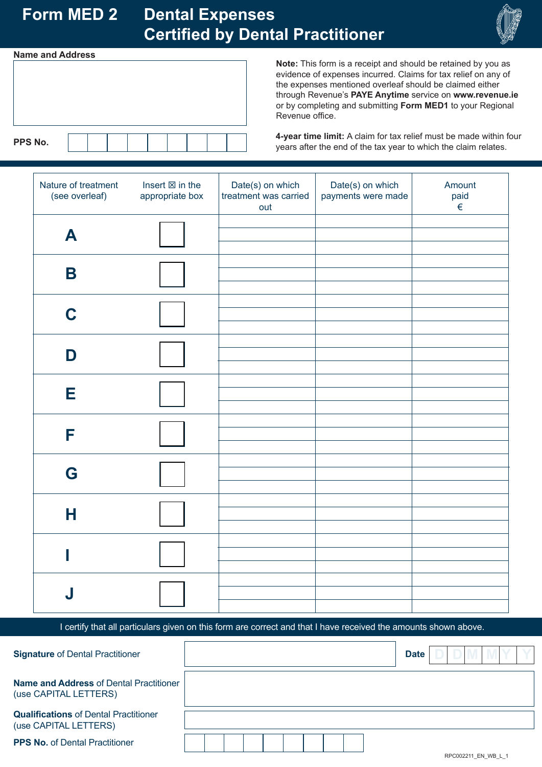# Form MED 2 Dental Expenses Certified by Dental Practitioner

**Name and Address**

**PPS No.**

**Note:** This form is a receipt and should be retained by you as evidence of expenses incurred. Claims for tax relief on any of the expenses mentioned overleaf should be claimed either through Revenue's **PAYE Anytime** service on **www.revenue.ie** or by completing and submitting **Form MED1** to your Regional Revenue office.

**4-year time limit:** A claim for tax relief must be made within four years after the end of the tax year to which the claim relates.

| Nature of treatment (see overleaf) | Insert ☒ in the appropriate box | Date(s) on which treatment was carried out | Date(s) on which payments were made | Amount paid € |
|---|---|---|---|---|
| **A** | ☐ | | | |
| **B** | ☐ | | | |
| **C** | ☐ | | | |
| **D** | ☐ | | | |
| **E** | ☐ | | | |
| **F** | ☐ | | | |
| **G** | ☐ | | | |
| **H** | ☐ | | | |
| **I** | ☐ | | | |
| **J** | ☐ | | | |

I certify that all particulars given on this form are correct and that I have received the amounts shown above.

**Signature** of Dental Practitioner

**Date** D D M M Y Y

**Name and Address** of Dental Practitioner (use CAPITAL LETTERS)

**Qualifications** of Dental Practitioner (use CAPITAL LETTERS)

**PPS No.** of Dental Practitioner

RPC002211_EN_WB_L_1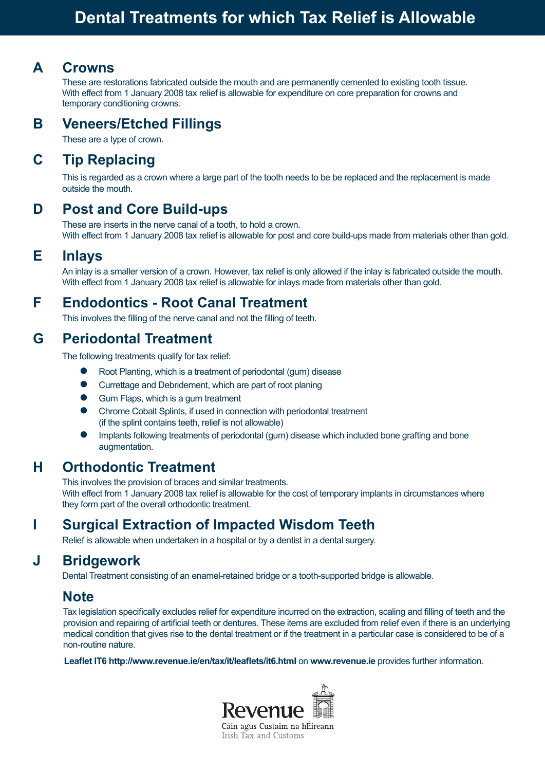# Dental Treatments for which Tax Relief is Allowable

## A Crowns

These are restorations fabricated outside the mouth and are permanently cemented to existing tooth tissue.
With effect from 1 January 2008 tax relief is allowable for expenditure on core preparation for crowns and temporary conditioning crowns.

## B Veneers/Etched Fillings

These are a type of crown.

## C Tip Replacing

This is regarded as a crown where a large part of the tooth needs to be be replaced and the replacement is made outside the mouth.

## D Post and Core Build-ups

These are inserts in the nerve canal of a tooth, to hold a crown.
With effect from 1 January 2008 tax relief is allowable for post and core build-ups made from materials other than gold.

## E Inlays

An inlay is a smaller version of a crown. However, tax relief is only allowed if the inlay is fabricated outside the mouth.
With effect from 1 January 2008 tax relief is allowable for inlays made from materials other than gold.

## F Endodontics - Root Canal Treatment

This involves the filling of the nerve canal and not the filling of teeth.

## G Periodontal Treatment

The following treatments qualify for tax relief:

- Root Planting, which is a treatment of periodontal (gum) disease
- Currettage and Debridement, which are part of root planing
- Gum Flaps, which is a gum treatment
- Chrome Cobalt Splints, if used in connection with periodontal treatment (if the splint contains teeth, relief is not allowable)
- Implants following treatments of periodontal (gum) disease which included bone grafting and bone augmentation.

## H Orthodontic Treatment

This involves the provision of braces and similar treatments.
With effect from 1 January 2008 tax relief is allowable for the cost of temporary implants in circumstances where they form part of the overall orthodontic treatment.

## I Surgical Extraction of Impacted Wisdom Teeth

Relief is allowable when undertaken in a hospital or by a dentist in a dental surgery.

## J Bridgework

Dental Treatment consisting of an enamel-retained bridge or a tooth-supported bridge is allowable.

## Note

Tax legislation specifically excludes relief for expenditure incurred on the extraction, scaling and filling of teeth and the provision and repairing of artificial teeth or dentures. These items are excluded from relief even if there is an underlying medical condition that gives rise to the dental treatment or if the treatment in a particular case is considered to be of a non-routine nature.

**Leaflet IT6 http://www.revenue.ie/en/tax/it/leaflets/it6.html** on **www.revenue.ie** provides further information.

Revenue
Cáin agus Custaim na hÉireann
Irish Tax and Customs